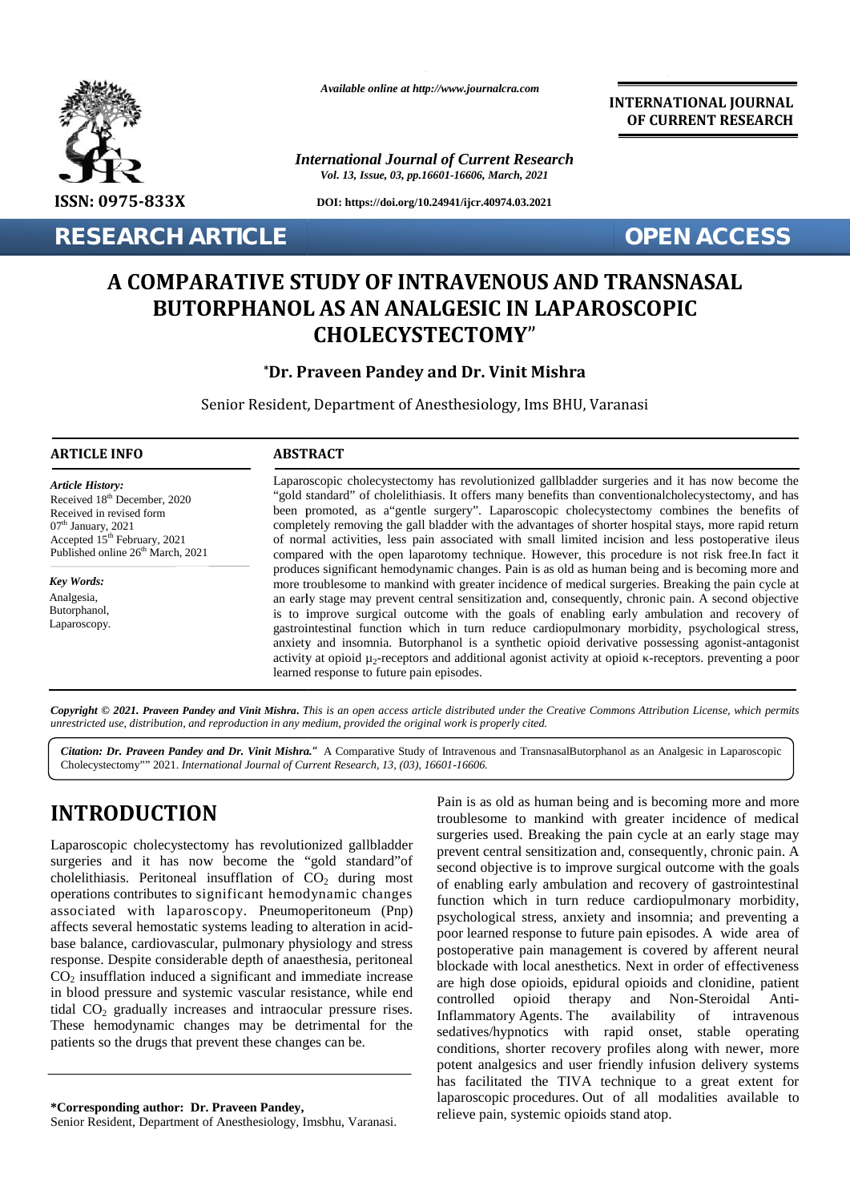*Available online at http://www.journalcra.com*

**INTERNATIONAL JOURNAL OF CURRENT RESEARCH**

*International Journal of Current Research*

**ISSN: 0975-833X**

**DOI: https://doi.org/10.24941/ijcr.40974.03.2021**

**RESEARCH ARTICLE** **OPEN ACCESS**

# A COMPARATIVE STUDY OF INTRAVENOUS AND TRANSNASAL BUTORPHANOL AS AN ANALGESIC IN LAPAROSCOPIC CHOLECYSTECTOMY"

**\*Dr. Praveen Pandey and Dr. Vinit Mishra**

Senior Resident, Department of Anesthesiology, Ims BHU, Varanasi

### ARTICLE INFO

*Article History:*

Received 18th December, 2020
Received in revised form
07th January, 2021
Accepted 15th February, 2021
Published online 26th March, 2021

*Key Words:*

Analgesia,
Butorphanol,
Laparoscopy.

### ABSTRACT

Laparoscopic cholecystectomy has revolutionized gallbladder surgeries and it has now become the "gold standard" of cholelithiasis. It offers many benefits than conventionalcholecystectomy, and has been promoted, as a"gentle surgery". Laparoscopic cholecystectomy combines the benefits of completely removing the gall bladder with the advantages of shorter hospital stays, more rapid return of normal activities, less pain associated with small limited incision and less postoperative ileus compared with the open laparotomy technique. However, this procedure is not risk free.In fact it produces significant hemodynamic changes. Pain is as old as human being and is becoming more and more troublesome to mankind with greater incidence of medical surgeries. Breaking the pain cycle at an early stage may prevent central sensitization and, consequently, chronic pain. A second objective is to improve surgical outcome with the goals of enabling early ambulation and recovery of gastrointestinal function which in turn reduce cardiopulmonary morbidity, psychological stress, anxiety and insomnia. Butorphanol is a synthetic opioid derivative possessing agonist-antagonist activity at opioid $\mu_2$-receptors and additional agonist activity at opioid κ-receptors. preventing a poor learned response to future pain episodes.

***Copyright © 2021. Praveen Pandey and Vinit Mishra.*** *This is an open access article distributed under the Creative Commons Attribution License, which permits unrestricted use, distribution, and reproduction in any medium, provided the original work is properly cited.*

***Citation: Dr. Praveen Pandey and Dr. Vinit Mishra."*** A Comparative Study of Intravenous and TransnasalButorphanol as an Analgesic in Laparoscopic Cholecystectomy"" 2021. *International Journal of Current Research, 13, (03), 16601-16606.*

## INTRODUCTION

Laparoscopic cholecystectomy has revolutionized gallbladder surgeries and it has now become the "gold standard"of cholelithiasis. Peritoneal insufflation of $CO_2$ during most operations contributes to significant hemodynamic changes associated with laparoscopy. Pneumoperitoneum (Pnp) affects several hemostatic systems leading to alteration in acid-base balance, cardiovascular, pulmonary physiology and stress response. Despite considerable depth of anaesthesia, peritoneal $CO_2$ insufflation induced a significant and immediate increase in blood pressure and systemic vascular resistance, while end tidal $CO_2$ gradually increases and intraocular pressure rises. These hemodynamic changes may be detrimental for the patients so the drugs that prevent these changes can be.

Pain is as old as human being and is becoming more and more troublesome to mankind with greater incidence of medical surgeries used. Breaking the pain cycle at an early stage may prevent central sensitization and, consequently, chronic pain. A second objective is to improve surgical outcome with the goals of enabling early ambulation and recovery of gastrointestinal function which in turn reduce cardiopulmonary morbidity, psychological stress, anxiety and insomnia; and preventing a poor learned response to future pain episodes. A wide area of postoperative pain management is covered by afferent neural blockade with local anesthetics. Next in order of effectiveness are high dose opioids, epidural opioids and clonidine, patient controlled opioid therapy and Non-Steroidal Anti-Inflammatory Agents. The availability of intravenous sedatives/hypnotics with rapid onset, stable operating conditions, shorter recovery profiles along with newer, more potent analgesics and user friendly infusion delivery systems has facilitated the TIVA technique to a great extent for laparoscopic procedures. Out of all modalities available to relieve pain, systemic opioids stand atop.

**\*Corresponding author: Dr. Praveen Pandey,**
Senior Resident, Department of Anesthesiology, Imsbhu, Varanasi.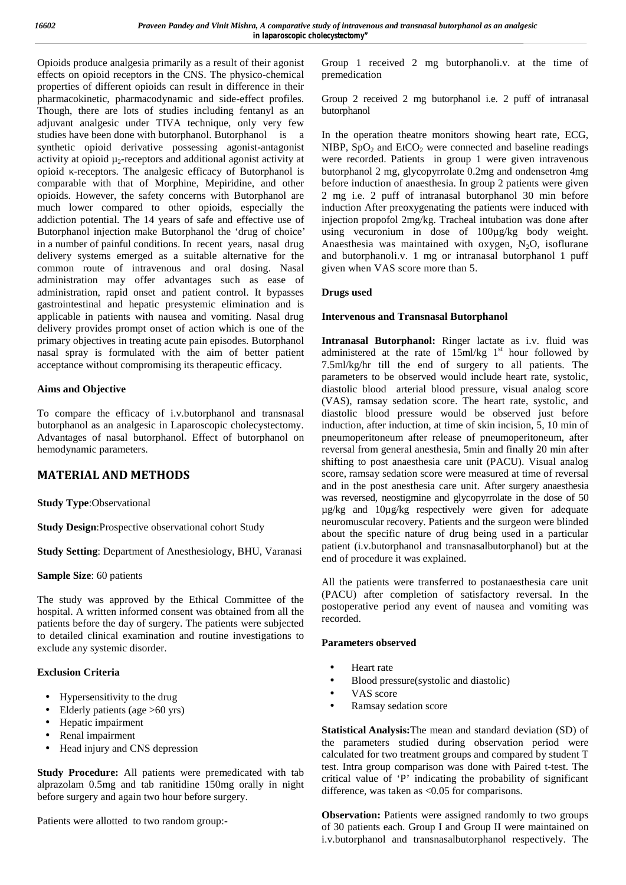Opioids produce analgesia primarily as a result of their agonist effects on opioid receptors in the CNS. The physico-chemical properties of different opioids can result in difference in their pharmacokinetic, pharmacodynamic and side-effect profiles. Though, there are lots of studies including fentanyl as an adjuvant analgesic under TIVA technique, only very few studies have been done with butorphanol. Butorphanol is a synthetic opioid derivative possessing agonist-antagonist activity at opioid $\mu_2$-receptors and additional agonist activity at opioid κ-receptors. The analgesic efficacy of Butorphanol is comparable with that of Morphine, Mepiridine, and other opioids. However, the safety concerns with Butorphanol are much lower compared to other opioids, especially the addiction potential. The 14 years of safe and effective use of Butorphanol injection make Butorphanol the 'drug of choice' in a number of painful conditions. In recent years, nasal drug delivery systems emerged as a suitable alternative for the common route of intravenous and oral dosing. Nasal administration may offer advantages such as ease of administration, rapid onset and patient control. It bypasses gastrointestinal and hepatic presystemic elimination and is applicable in patients with nausea and vomiting. Nasal drug delivery provides prompt onset of action which is one of the primary objectives in treating acute pain episodes. Butorphanol nasal spray is formulated with the aim of better patient acceptance without compromising its therapeutic efficacy.

**Aims and Objective**

To compare the efficacy of i.v.butorphanol and transnasal butorphanol as an analgesic in Laparoscopic cholecystectomy. Advantages of nasal butorphanol. Effect of butorphanol on hemodynamic parameters.

## MATERIAL AND METHODS

**Study Type**:Observational

**Study Design**:Prospective observational cohort Study

**Study Setting**: Department of Anesthesiology, BHU, Varanasi

**Sample Size**: 60 patients

The study was approved by the Ethical Committee of the hospital. A written informed consent was obtained from all the patients before the day of surgery. The patients were subjected to detailed clinical examination and routine investigations to exclude any systemic disorder.

**Exclusion Criteria**

- Hypersensitivity to the drug
- Elderly patients (age >60 yrs)
- Hepatic impairment
- Renal impairment
- Head injury and CNS depression

**Study Procedure:** All patients were premedicated with tab alprazolam 0.5mg and tab ranitidine 150mg orally in night before surgery and again two hour before surgery.

Patients were allotted to two random group:-

Group 1 received 2 mg butorphanoli.v. at the time of premedication

Group 2 received 2 mg butorphanol i.e. 2 puff of intranasal butorphanol

In the operation theatre monitors showing heart rate, ECG, NIBP, $SpO_2$ and $EtCO_2$ were connected and baseline readings were recorded. Patients in group 1 were given intravenous butorphanol 2 mg, glycopyrrolate 0.2mg and ondensetron 4mg before induction of anaesthesia. In group 2 patients were given 2 mg i.e. 2 puff of intranasal butorphanol 30 min before induction After preoxygenating the patients were induced with injection propofol 2mg/kg. Tracheal intubation was done after using vecuronium in dose of 100µg/kg body weight. Anaesthesia was maintained with oxygen, $N_2O$, isoflurane and butorphanoli.v. 1 mg or intranasal butorphanol 1 puff given when VAS score more than 5.

**Drugs used**

**Intervenous and Transnasal Butorphanol**

**Intranasal Butorphanol:** Ringer lactate as i.v. fluid was administered at the rate of 15ml/kg 1st hour followed by 7.5ml/kg/hr till the end of surgery to all patients. The parameters to be observed would include heart rate, systolic, diastolic blood arterial blood pressure, visual analog score (VAS), ramsay sedation score. The heart rate, systolic, and diastolic blood pressure would be observed just before induction, after induction, at time of skin incision, 5, 10 min of pneumoperitoneum after release of pneumoperitoneum, after reversal from general anesthesia, 5min and finally 20 min after shifting to post anaesthesia care unit (PACU). Visual analog score, ramsay sedation score were measured at time of reversal and in the post anesthesia care unit. After surgery anaesthesia was reversed, neostigmine and glycopyrrolate in the dose of 50 µg/kg and 10µg/kg respectively were given for adequate neuromuscular recovery. Patients and the surgeon were blinded about the specific nature of drug being used in a particular patient (i.v.butorphanol and transnasalbutorphanol) but at the end of procedure it was explained.

All the patients were transferred to postanaesthesia care unit (PACU) after completion of satisfactory reversal. In the postoperative period any event of nausea and vomiting was recorded.

**Parameters observed**

- Heart rate
- Blood pressure(systolic and diastolic)
- VAS score
- Ramsay sedation score

**Statistical Analysis:**The mean and standard deviation (SD) of the parameters studied during observation period were calculated for two treatment groups and compared by student T test. Intra group comparison was done with Paired t-test. The critical value of 'P' indicating the probability of significant difference, was taken as <0.05 for comparisons.

**Observation:** Patients were assigned randomly to two groups of 30 patients each. Group I and Group II were maintained on i.v.butorphanol and transnasalbutorphanol respectively. The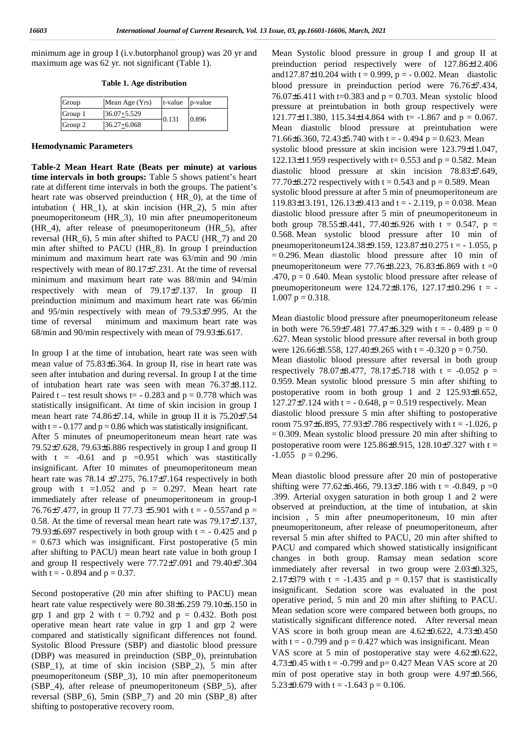minimum age in group I (i.v.butorphanol group) was 20 yr and maximum age was 62 yr. not significant (Table 1).

**Table 1. Age distribution**

| Group | Mean Age (Yrs) | t-value | p-value |
|---|---|---|---|
| Group 1 | 36.07±5.529 | 0.131 | 0.896 |
| Group 2 | 36.27±6.068 | | |

**Hemodynamic Parameters**

**Table-2 Mean Heart Rate (Beats per minute) at various time intervals in both groups:** Table 5 shows patient's heart rate at different time intervals in both the groups. The patient's heart rate was observed preinduction ( HR_0), at the time of intubation ( HR_1), at skin incision (HR_2), 5 min after pneumoperitoneum (HR_3), 10 min after pneumoperitoneum (HR_4), after release of pneumoperitoneum (HR_5), after reversal (HR_6), 5 min after shifted to PACU (HR_7) and 20 min after shifted to PACU (HR_8). In group I preinduction minimum and maximum heart rate was 63/min and 90 /min respectively with mean of 80.17±7.231. At the time of reversal minimum and maximum heart rate was 88/min and 94/min respectively with mean of 79.17±7.137. In group II preinduction minimum and maximum heart rate was 66/min and 95/min respectively with mean of 79.53±7.995. At the time of reversal minimum and maximum heart rate was 68/min and 90/min respectively with mean of 79.93±6.617.

In group I at the time of intubation, heart rate was seen with mean value of 75.83±6.364. In group II, rise in heart rate was seen after intubation and during reversal. In group I at the time of intubation heart rate was seen with mean 76.37±8.112. Paired t – test result shows t= - 0.283 and p = 0.778 which was statistically insignificant. At time of skin incision in group I mean heart rate 74.86±7.14, while in group II it is 75.20±7.54 with t = - 0.177 and p = 0.86 which was statistically insignificant.

After 5 minutes of pneumoperitoneum mean heart rate was 79.52±7.628, 79.63±6.886 respectively in group I and group II with t = -0.61 and p =0.951 which was stastitically insignificant. After 10 minutes of pneumoperitoneum mean heart rate was 78.14 ±7.275, 76.17±7.164 respectively in both group with t =1.052 and p = 0.297. Mean heart rate immediately after release of pneumoperitoneum in group-I 76.76±7.477, in group II 77.73 ±5.901 with t = - 0.557and p = 0.58. At the time of reversal mean heart rate was 79.17±7.137, 79.93±6.697 respectively in both group with t = - 0.425 and p = 0.673 which was insignificant. First postoperative (5 min after shifting to PACU) mean heart rate value in both group I and group II respectively were 77.72±7.091 and 79.40±7.304 with t = - 0.894 and p = 0.37.

Second postoperative (20 min after shifting to PACU) mean heart rate value respectively were 80.38±6.259 79.10±6.150 in grp 1 and grp 2 with t = 0.792 and p = 0.432. Both post operative mean heart rate value in grp 1 and grp 2 were compared and statistically significant differences not found. Systolic Blood Pressure (SBP) and diastolic blood pressure (DBP) was measured in preinduction (SBP_0), preintubation (SBP_1), at time of skin incision (SBP_2), 5 min after pneumoperitoneum (SBP_3), 10 min after pnemoperitoneum (SBP_4), after release of pneumoperitoneum (SBP_5), after reversal (SBP_6), 5min (SBP_7) and 20 min (SBP_8) after shifting to postoperative recovery room.

Mean Systolic blood pressure in group I and group II at preinduction period respectively were of 127.86±12.406 and127.87±10.204 with t = 0.999, p = - 0.002. Mean diastolic blood pressure in preinduction period were 76.76±7.434, 76.07±6.411 with t=0.383 and p = 0.703. Mean systolic blood pressure at preintubation in both group respectively were 121.77±11.380, 115.34±14.864 with t= -1.867 and p = 0.067. Mean diastolic blood pressure at preintubation were 71.66±6.360, 72.43±5.740 with t = - 0.494 p = 0.623. Mean systolic blood pressure at skin incision were 123.79±11.047, 122.13±11.959 respectively with t= 0.553 and p = 0.582. Mean diastolic blood pressure at skin incision 78.83±7.649, 77.70±8.272 respectively with t = 0.543 and p = 0.589. Mean systolic blood pressure at after 5 min of pneumoperitoneum are 119.83±13.191, 126.13±9.413 and t = - 2.119, p = 0.038. Mean diastolic blood pressure after 5 min of pneumoperitoneum in both group 78.55±8.441, 77.40±6.926 with t = 0.547, p = 0.568. Mean systolic blood pressure after 10 min of pneumoperitoneum124.38±9.159, 123.87±10.275 t = - 1.055, p = 0.296. Mean diastolic blood pressure after 10 min of pneumoperitoneum were 77.76±8.223, 76.83±6.869 with t =0 .470, p = 0 .640. Mean systolic blood pressure after release of pneumoperitoneum were 124.72±8.176, 127.17±10.296 t = - 1.007 p = 0.318.

Mean diastolic blood pressure after pneumoperitoneum release in both were 76.59±7.481 77.47±6.329 with t = - 0.489 p = 0 .627. Mean systolic blood pressure after reversal in both group were 126.66±8.558, 127.40±9.265 with t = -0.320 p = 0.750. Mean diastolic blood pressure after reversal in both group respectively 78.07±8.477, 78.17±5.718 with t = -0.052 p = 0.959. Mean systolic blood pressure 5 min after shifting to postoperative room in both group 1 and 2 125.93±8.652, 127.27±7.124 with t = - 0.648, p = 0.519 respectively. Mean diastolic blood pressure 5 min after shifting to postoperative room 75.97±6.895, 77.93±7.786 respectively with t = -1.026, p = 0.309. Mean systolic blood pressure 20 min after shifting to postoperative room were 125.86±8.915, 128.10±7.327 with t = -1.055 p = 0.296.

Mean diastolic blood pressure after 20 min of postoperative shifting were 77.62±6.466, 79.13±7.186 with t = -0.849, p =0 .399. Arterial oxygen saturation in both group 1 and 2 were observed at preinduction, at the time of intubation, at skin incision , 5 min after pneumoperitoneum, 10 min after pneumoperitoneum, after release of pneumoperitoneum, after reversal 5 min after shifted to PACU, 20 min after shifted to PACU and compared which showed statistically insignificant changes in both group. Ramsay mean sedation score immediately after reversal in two group were 2.03±0.325, 2.17±379 with t = -1.435 and p = 0.157 that is stastistically insignificant. Sedation score was evaluated in the post operative period, 5 min and 20 min after shifting to PACU. Mean sedation score were compared between both groups, no statistically significant difference noted. After reversal mean VAS score in both group mean are 4.62±0.622, 4.73±0.450 with t = - 0.799 and p = 0.427 which was insignificant. Mean VAS score at 5 min of postoperative stay were 4.62±0.622, 4.73±0.45 with t = -0.799 and p= 0.427 Mean VAS score at 20 min of post operative stay in both group were 4.97±0.566, 5.23±0.679 with t = -1.643 p = 0.106.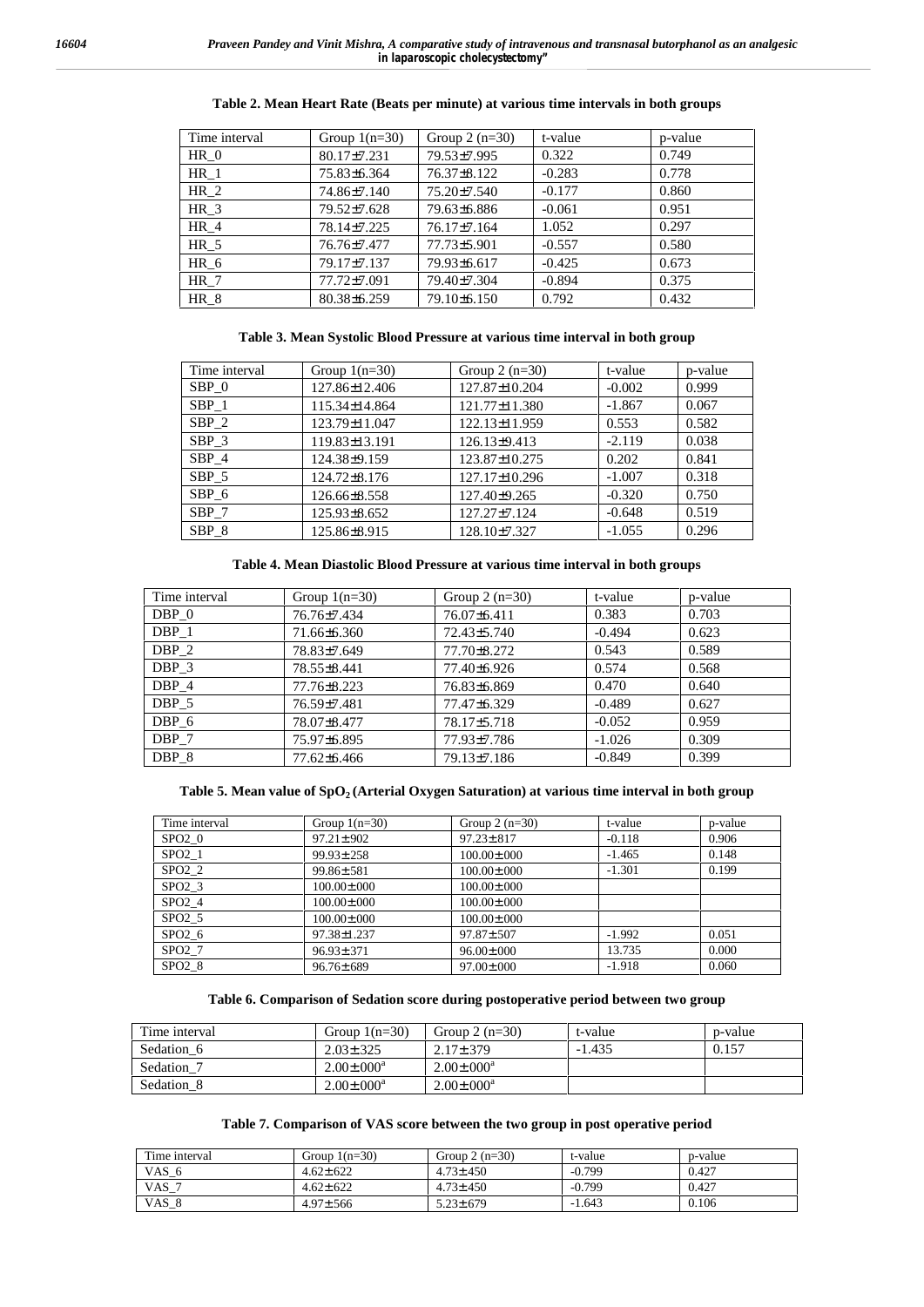**Table 2. Mean Heart Rate (Beats per minute) at various time intervals in both groups**

| Time interval | Group 1(n=30) | Group 2 (n=30) | t-value | p-value |
|---|---|---|---|---|
| HR_0 | 80.17±7.231 | 79.53±7.995 | 0.322 | 0.749 |
| HR_1 | 75.83±6.364 | 76.37±8.122 | -0.283 | 0.778 |
| HR_2 | 74.86±7.140 | 75.20±7.540 | -0.177 | 0.860 |
| HR_3 | 79.52±7.628 | 79.63±6.886 | -0.061 | 0.951 |
| HR_4 | 78.14±7.225 | 76.17±7.164 | 1.052 | 0.297 |
| HR_5 | 76.76±7.477 | 77.73±5.901 | -0.557 | 0.580 |
| HR_6 | 79.17±7.137 | 79.93±6.617 | -0.425 | 0.673 |
| HR_7 | 77.72±7.091 | 79.40±7.304 | -0.894 | 0.375 |
| HR_8 | 80.38±6.259 | 79.10±6.150 | 0.792 | 0.432 |

**Table 3. Mean Systolic Blood Pressure at various time interval in both group**

| Time interval | Group 1(n=30) | Group 2 (n=30) | t-value | p-value |
|---|---|---|---|---|
| SBP_0 | 127.86±12.406 | 127.87±10.204 | -0.002 | 0.999 |
| SBP_1 | 115.34±14.864 | 121.77±11.380 | -1.867 | 0.067 |
| SBP_2 | 123.79±11.047 | 122.13±11.959 | 0.553 | 0.582 |
| SBP_3 | 119.83±13.191 | 126.13±9.413 | -2.119 | 0.038 |
| SBP_4 | 124.38±9.159 | 123.87±10.275 | 0.202 | 0.841 |
| SBP_5 | 124.72±8.176 | 127.17±10.296 | -1.007 | 0.318 |
| SBP_6 | 126.66±8.558 | 127.40±9.265 | -0.320 | 0.750 |
| SBP_7 | 125.93±8.652 | 127.27±7.124 | -0.648 | 0.519 |
| SBP_8 | 125.86±8.915 | 128.10±7.327 | -1.055 | 0.296 |

**Table 4. Mean Diastolic Blood Pressure at various time interval in both groups**

| Time interval | Group 1(n=30) | Group 2 (n=30) | t-value | p-value |
|---|---|---|---|---|
| DBP_0 | 76.76±7.434 | 76.07±6.411 | 0.383 | 0.703 |
| DBP_1 | 71.66±6.360 | 72.43±5.740 | -0.494 | 0.623 |
| DBP_2 | 78.83±7.649 | 77.70±8.272 | 0.543 | 0.589 |
| DBP_3 | 78.55±8.441 | 77.40±6.926 | 0.574 | 0.568 |
| DBP_4 | 77.76±8.223 | 76.83±6.869 | 0.470 | 0.640 |
| DBP_5 | 76.59±7.481 | 77.47±6.329 | -0.489 | 0.627 |
| DBP_6 | 78.07±8.477 | 78.17±5.718 | -0.052 | 0.959 |
| DBP_7 | 75.97±6.895 | 77.93±7.786 | -1.026 | 0.309 |
| DBP_8 | 77.62±6.466 | 79.13±7.186 | -0.849 | 0.399 |

**Table 5. Mean value of $SpO_2$ (Arterial Oxygen Saturation) at various time interval in both group**

| Time interval | Group 1(n=30) | Group 2 (n=30) | t-value | p-value |
|---|---|---|---|---|
| SPO2_0 | 97.21±.902 | 97.23±.817 | -0.118 | 0.906 |
| SPO2_1 | 99.93±.258 | 100.00±.000 | -1.465 | 0.148 |
| SPO2_2 | 99.86±.581 | 100.00±.000 | -1.301 | 0.199 |
| SPO2_3 | 100.00±.000 | 100.00±.000 | | |
| SPO2_4 | 100.00±.000 | 100.00±.000 | | |
| SPO2_5 | 100.00±.000 | 100.00±.000 | | |
| SPO2_6 | 97.38±1.237 | 97.87±.507 | -1.992 | 0.051 |
| SPO2_7 | 96.93±.371 | 96.00±.000 | 13.735 | 0.000 |
| SPO2_8 | 96.76±.689 | 97.00±.000 | -1.918 | 0.060 |

**Table 6. Comparison of Sedation score during postoperative period between two group**

| Time interval | Group 1(n=30) | Group 2 (n=30) | t-value | p-value |
|---|---|---|---|---|
| Sedation_6 | 2.03±.325 | 2.17±.379 | -1.435 | 0.157 |
| Sedation_7 | 2.00±.000[a] | 2.00±.000[a] | | |
| Sedation_8 | 2.00±.000[a] | 2.00±.000[a] | | |

**Table 7. Comparison of VAS score between the two group in post operative period**

| Time interval | Group 1(n=30) | Group 2 (n=30) | t-value | p-value |
|---|---|---|---|---|
| VAS_6 | 4.62±.622 | 4.73±.450 | -0.799 | 0.427 |
| VAS_7 | 4.62±.622 | 4.73±.450 | -0.799 | 0.427 |
| VAS_8 | 4.97±.566 | 5.23±.679 | -1.643 | 0.106 |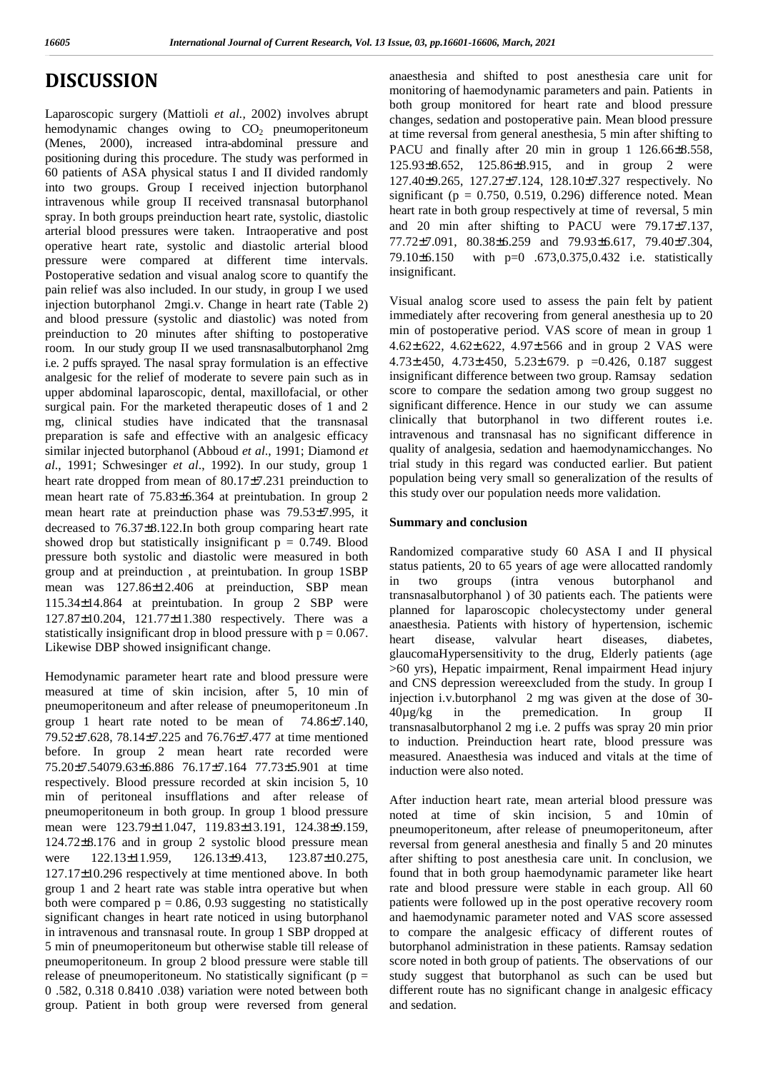# DISCUSSION

Laparoscopic surgery (Mattioli *et al.*, 2002) involves abrupt hemodynamic changes owing to $CO_2$ pneumoperitoneum (Menes, 2000), increased intra-abdominal pressure and positioning during this procedure. The study was performed in 60 patients of ASA physical status I and II divided randomly into two groups. Group I received injection butorphanol intravenous while group II received transnasal butorphanol spray. In both groups preinduction heart rate, systolic, diastolic arterial blood pressures were taken. Intraoperative and post operative heart rate, systolic and diastolic arterial blood pressure were compared at different time intervals. Postoperative sedation and visual analog score to quantify the pain relief was also included. In our study, in group I we used injection butorphanol 2mgi.v. Change in heart rate (Table 2) and blood pressure (systolic and diastolic) was noted from preinduction to 20 minutes after shifting to postoperative room. In our study group II we used transnasalbutorphanol 2mg i.e. 2 puffs sprayed. The nasal spray formulation is an effective analgesic for the relief of moderate to severe pain such as in upper abdominal laparoscopic, dental, maxillofacial, or other surgical pain. For the marketed therapeutic doses of 1 and 2 mg, clinical studies have indicated that the transnasal preparation is safe and effective with an analgesic efficacy similar injected butorphanol (Abboud *et al*., 1991; Diamond *et al*., 1991; Schwesinger *et al*., 1992). In our study, group 1 heart rate dropped from mean of 80.17±7.231 preinduction to mean heart rate of 75.83±6.364 at preintubation. In group 2 mean heart rate at preinduction phase was 79.53±7.995, it decreased to 76.37±8.122.In both group comparing heart rate showed drop but statistically insignificant p = 0.749. Blood pressure both systolic and diastolic were measured in both group and at preinduction , at preintubation. In group 1SBP mean was 127.86±12.406 at preinduction, SBP mean 115.34±14.864 at preintubation. In group 2 SBP were 127.87±10.204, 121.77±11.380 respectively. There was a statistically insignificant drop in blood pressure with p = 0.067. Likewise DBP showed insignificant change.

Hemodynamic parameter heart rate and blood pressure were measured at time of skin incision, after 5, 10 min of pneumoperitoneum and after release of pneumoperitoneum .In group 1 heart rate noted to be mean of 74.86±7.140, 79.52±7.628, 78.14±7.225 and 76.76±7.477 at time mentioned before. In group 2 mean heart rate recorded were 75.20±7.54079.63±6.886 76.17±7.164 77.73±5.901 at time respectively. Blood pressure recorded at skin incision 5, 10 min of peritoneal insufflations and after release of pneumoperitoneum in both group. In group 1 blood pressure mean were 123.79±11.047, 119.83±13.191, 124.38±9.159, 124.72±8.176 and in group 2 systolic blood pressure mean were 122.13±11.959, 126.13±9.413, 123.87±10.275, 127.17±10.296 respectively at time mentioned above. In both group 1 and 2 heart rate was stable intra operative but when both were compared p = 0.86, 0.93 suggesting no statistically significant changes in heart rate noticed in using butorphanol in intravenous and transnasal route. In group 1 SBP dropped at 5 min of pneumoperitoneum but otherwise stable till release of pneumoperitoneum. In group 2 blood pressure were stable till release of pneumoperitoneum. No statistically significant (p = 0 .582, 0.318 0.8410 .038) variation were noted between both group. Patient in both group were reversed from general anaesthesia and shifted to post anesthesia care unit for monitoring of haemodynamic parameters and pain. Patients in both group monitored for heart rate and blood pressure changes, sedation and postoperative pain. Mean blood pressure at time reversal from general anesthesia, 5 min after shifting to PACU and finally after 20 min in group 1 126.66±8.558, 125.93±8.652, 125.86±8.915, and in group 2 were 127.40±9.265, 127.27±7.124, 128.10±7.327 respectively. No significant (p = 0.750, 0.519, 0.296) difference noted. Mean heart rate in both group respectively at time of reversal, 5 min and 20 min after shifting to PACU were 79.17±7.137, 77.72±7.091, 80.38±6.259 and 79.93±6.617, 79.40±7.304, 79.10±6.150 with p=0 .673,0.375,0.432 i.e. statistically insignificant.

Visual analog score used to assess the pain felt by patient immediately after recovering from general anesthesia up to 20 min of postoperative period. VAS score of mean in group 1 4.62±.622, 4.62±.622, 4.97±.566 and in group 2 VAS were 4.73±.450, 4.73±.450, 5.23±.679. p =0.426, 0.187 suggest insignificant difference between two group. Ramsay sedation score to compare the sedation among two group suggest no significant difference. Hence in our study we can assume clinically that butorphanol in two different routes i.e. intravenous and transnasal has no significant difference in quality of analgesia, sedation and haemodynamicchanges. No trial study in this regard was conducted earlier. But patient population being very small so generalization of the results of this study over our population needs more validation.

### Summary and conclusion

Randomized comparative study 60 ASA I and II physical status patients, 20 to 65 years of age were allocatted randomly in two groups (intra venous butorphanol and transnasalbutorphanol ) of 30 patients each. The patients were planned for laparoscopic cholecystectomy under general anaesthesia. Patients with history of hypertension, ischemic heart disease, valvular heart diseases, diabetes, glaucomaHypersensitivity to the drug, Elderly patients (age >60 yrs), Hepatic impairment, Renal impairment Head injury and CNS depression wereexcluded from the study. In group I injection i.v.butorphanol 2 mg was given at the dose of 30-40µg/kg in the premedication. In group II transnasalbutorphanol 2 mg i.e. 2 puffs was spray 20 min prior to induction. Preinduction heart rate, blood pressure was measured. Anaesthesia was induced and vitals at the time of induction were also noted.

After induction heart rate, mean arterial blood pressure was noted at time of skin incision, 5 and 10min of pneumoperitoneum, after release of pneumoperitoneum, after reversal from general anesthesia and finally 5 and 20 minutes after shifting to post anesthesia care unit. In conclusion, we found that in both group haemodynamic parameter like heart rate and blood pressure were stable in each group. All 60 patients were followed up in the post operative recovery room and haemodynamic parameter noted and VAS score assessed to compare the analgesic efficacy of different routes of butorphanol administration in these patients. Ramsay sedation score noted in both group of patients. The observations of our study suggest that butorphanol as such can be used but different route has no significant change in analgesic efficacy and sedation.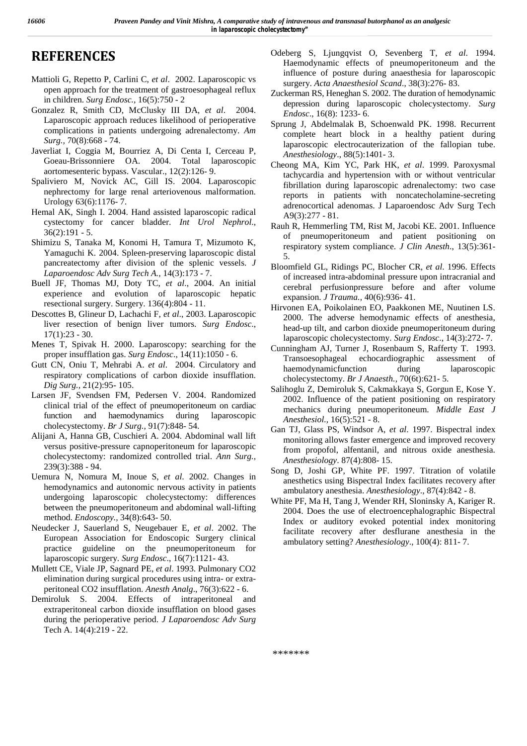## REFERENCES

Mattioli G, Repetto P, Carlini C, *et al*. 2002. Laparoscopic vs open approach for the treatment of gastroesophageal reflux in children. *Surg Endosc.*, 16(5):750 - 2

Gonzalez R, Smith CD, McClusky III DA, *et al*. 2004. Laparoscopic approach reduces likelihood of perioperative complications in patients undergoing adrenalectomy. *Am Surg.,* 70(8):668 - 74.

Javerliat I, Coggia M, Bourriez A, Di Centa I, Cerceau P, Goeau-Brissonniere OA. 2004. Total laparoscopic aortomesenteric bypass. Vascular., 12(2):126- 9.

Spaliviero M, Novick AC, Gill IS. 2004. Laparoscopic nephrectomy for large renal arteriovenous malformation. Urology 63(6):1176- 7.

Hemal AK, Singh I. 2004. Hand assisted laparoscopic radical cystectomy for cancer bladder. *Int Urol Nephrol.*, 36(2):191 - 5.

Shimizu S, Tanaka M, Konomi H, Tamura T, Mizumoto K, Yamaguchi K. 2004. Spleen-preserving laparoscopic distal pancreatectomy after division of the splenic vessels. *J Laparoendosc Adv Surg Tech A.,* 14(3):173 - 7.

Buell JF, Thomas MJ, Doty TC, *et al*., 2004. An initial experience and evolution of laparoscopic hepatic resectional surgery. Surgery. 136(4):804 - 11.

Descottes B, Glineur D, Lachachi F, *et al*., 2003. Laparoscopic liver resection of benign liver tumors. *Surg Endosc.*, 17(1):23 - 30.

Menes T, Spivak H. 2000. Laparoscopy: searching for the proper insufflation gas. *Surg Endosc.*, 14(11):1050 - 6.

Gutt CN, Oniu T, Mehrabi A. *et al*. 2004. Circulatory and respiratory complications of carbon dioxide insufflation. *Dig Surg.,* 21(2):95- 105.

Larsen JF, Svendsen FM, Pedersen V. 2004. Randomized clinical trial of the effect of pneumoperitoneum on cardiac function and haemodynamics during laparoscopic cholecystectomy. *Br J Surg.,* 91(7):848- 54.

Alijani A, Hanna GB, Cuschieri A. 2004. Abdominal wall lift versus positive-pressure capnoperitoneum for laparoscopic cholecystectomy: randomized controlled trial. *Ann Surg.,* 239(3):388 - 94.

Uemura N, Nomura M, Inoue S, *et al*. 2002. Changes in hemodynamics and autonomic nervous activity in patients undergoing laparoscopic cholecystectomy: differences between the pneumoperitoneum and abdominal wall-lifting method. *Endoscopy.,* 34(8):643- 50.

Neudecker J, Sauerland S, Neugebauer E, *et al*. 2002. The European Association for Endoscopic Surgery clinical practice guideline on the pneumoperitoneum for laparoscopic surgery. *Surg Endosc*., 16(7):1121- 43.

Mullett CE, Viale JP, Sagnard PE, *et al*. 1993. Pulmonary CO2 elimination during surgical procedures using intra- or extra-peritoneal CO2 insufflation. *Anesth Analg*., 76(3):622 - 6.

Demiroluk S. 2004. Effects of intraperitoneal and extraperitoneal carbon dioxide insufflation on blood gases during the perioperative period. *J Laparoendosc Adv Surg* Tech A. 14(4):219 - 22.

Odeberg S, Ljungqvist O, Sevenberg T, *et al*. 1994. Haemodynamic effects of pneumoperitoneum and the influence of posture during anaesthesia for laparoscopic surgery. *Acta Anaesthesiol Scand*., 38(3):276- 83.

Zuckerman RS, Heneghan S. 2002. The duration of hemodynamic depression during laparoscopic cholecystectomy. *Surg Endosc*., 16(8): 1233- 6.

Sprung J, Abdelmalak B, Schoenwald PK. 1998. Recurrent complete heart block in a healthy patient during laparoscopic electrocauterization of the fallopian tube. *Anesthesiology*., 88(5):1401- 3.

Cheong MA, Kim YC, Park HK, *et al*. 1999. Paroxysmal tachycardia and hypertension with or without ventricular fibrillation during laparoscopic adrenalectomy: two case reports in patients with noncatecholamine-secreting adrenocortical adenomas. J Laparoendosc Adv Surg Tech A9(3):277 - 81.

Rauh R, Hemmerling TM, Rist M, Jacobi KE. 2001. Influence of pneumoperitoneum and patient positioning on respiratory system compliance. *J Clin Anesth*., 13(5):361- 5.

Bloomfield GL, Ridings PC, Blocher CR, *et al*. 1996. Effects of increased intra-abdominal pressure upon intracranial and cerebral perfusionpressure before and after volume expansion. *J Trauma.,* 40(6):936- 41.

Hirvonen EA, Poikolainen EO, Paakkonen ME, Nuutinen LS. 2000. The adverse hemodynamic effects of anesthesia, head-up tilt, and carbon dioxide pneumoperitoneum during laparoscopic cholecystectomy. *Surg Endosc*., 14(3):272- 7.

Cunningham AJ, Turner J, Rosenbaum S, Rafferty T. 1993. Transoesophageal echocardiographic assessment of haemodynamicfunction during laparoscopic cholecystectomy. *Br J Anaesth.,* 70(6t):621- 5.

Salihoglu Z, Demiroluk S, Cakmakkaya S, Gorgun E, Kose Y. 2002. Influence of the patient positioning on respiratory mechanics during pneumoperitoneum. *Middle East J Anesthesiol.,* 16(5):521 - 8.

Gan TJ, Glass PS, Windsor A, *et al*. 1997. Bispectral index monitoring allows faster emergence and improved recovery from propofol, alfentanil, and nitrous oxide anesthesia. *Anesthesiology*. 87(4):808- 15.

Song D, Joshi GP, White PF. 1997. Titration of volatile anesthetics using Bispectral Index facilitates recovery after ambulatory anesthesia. *Anesthesiology*., 87(4):842 - 8.

White PF, Ma H, Tang J, Wender RH, Sloninsky A, Kariger R. 2004. Does the use of electroencephalographic Bispectral Index or auditory evoked potential index monitoring facilitate recovery after desflurane anesthesia in the ambulatory setting? *Anesthesiology*., 100(4): 811- 7.

*******